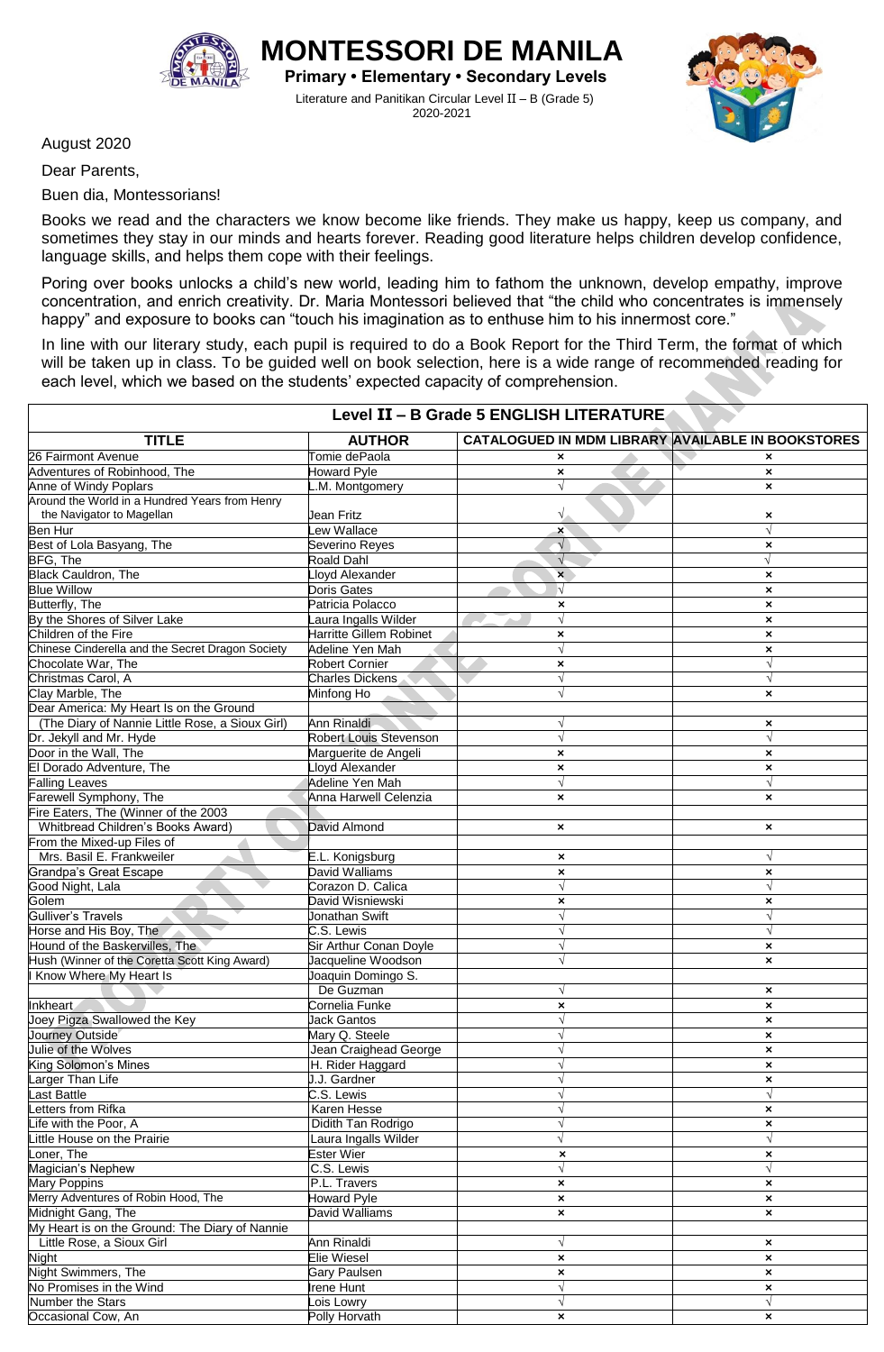# MONTESSORI DE MANILA

**Primary • Elementary • Secondary Levels**

Literature and Panitikan Circular Level II – B (Grade 5)
2020-2021

August 2020

Dear Parents,

Buen dia, Montessorians!

Books we read and the characters we know become like friends. They make us happy, keep us company, and sometimes they stay in our minds and hearts forever. Reading good literature helps children develop confidence, language skills, and helps them cope with their feelings.

Poring over books unlocks a child's new world, leading him to fathom the unknown, develop empathy, improve concentration, and enrich creativity. Dr. Maria Montessori believed that "the child who concentrates is immensely happy" and exposure to books can "touch his imagination as to enthuse him to his innermost core."

In line with our literary study, each pupil is required to do a Book Report for the Third Term, the format of which will be taken up in class. To be guided well on book selection, here is a wide range of recommended reading for each level, which we based on the students' expected capacity of comprehension.

**Level II – B Grade 5 ENGLISH LITERATURE**

| TITLE | AUTHOR | CATALOGUED IN MDM LIBRARY | AVAILABLE IN BOOKSTORES |
|---|---|---|---|
| 26 Fairmont Avenue | Tomie dePaola | × | × |
| Adventures of Robinhood, The | Howard Pyle | × | × |
| Anne of Windy Poplars | L.M. Montgomery | √ | × |
| Around the World in a Hundred Years from Henry the Navigator to Magellan | Jean Fritz | √ | × |
| Ben Hur | Lew Wallace | × | √ |
| Best of Lola Basyang, The | Severino Reyes | √ | × |
| BFG, The | Roald Dahl | √ | √ |
| Black Cauldron, The | Lloyd Alexander | × | × |
| Blue Willow | Doris Gates | √ | × |
| Butterfly, The | Patricia Polacco | × | × |
| By the Shores of Silver Lake | Laura Ingalls Wilder | √ | × |
| Children of the Fire | Harritte Gillem Robinet | × | × |
| Chinese Cinderella and the Secret Dragon Society | Adeline Yen Mah | √ | × |
| Chocolate War, The | Robert Cornier | × | √ |
| Christmas Carol, A | Charles Dickens | √ | √ |
| Clay Marble, The | Minfong Ho | √ | × |
| Dear America: My Heart Is on the Ground (The Diary of Nannie Little Rose, a Sioux Girl) | Ann Rinaldi | √ | × |
| Dr. Jekyll and Mr. Hyde | Robert Louis Stevenson | √ | √ |
| Door in the Wall, The | Marguerite de Angeli | × | × |
| El Dorado Adventure, The | Lloyd Alexander | × | × |
| Falling Leaves | Adeline Yen Mah | √ | √ |
| Farewell Symphony, The | Anna Harwell Celenzia | × | × |
| Fire Eaters, The (Winner of the 2003 Whitbread Children's Books Award) | David Almond | × | × |
| From the Mixed-up Files of Mrs. Basil E. Frankweiler | E.L. Konigsburg | × | √ |
| Grandpa's Great Escape | David Walliams | × | × |
| Good Night, Lala | Corazon D. Calica | √ | √ |
| Golem | David Wisniewski | × | × |
| Gulliver's Travels | Jonathan Swift | √ | √ |
| Horse and His Boy, The | C.S. Lewis | √ | √ |
| Hound of the Baskervilles, The | Sir Arthur Conan Doyle | √ | × |
| Hush (Winner of the Coretta Scott King Award) | Jacqueline Woodson | √ | × |
| I Know Where My Heart Is | Joaquin Domingo S. De Guzman | √ | × |
| Inkheart | Cornelia Funke | × | × |
| Joey Pigza Swallowed the Key | Jack Gantos | √ | × |
| Journey Outside | Mary Q. Steele | √ | × |
| Julie of the Wolves | Jean Craighead George | √ | × |
| King Solomon's Mines | H. Rider Haggard | √ | × |
| Larger Than Life | J.J. Gardner | √ | × |
| Last Battle | C.S. Lewis | √ | √ |
| Letters from Rifka | Karen Hesse | √ | × |
| Life with the Poor, A | Didith Tan Rodrigo | √ | × |
| Little House on the Prairie | Laura Ingalls Wilder | √ | √ |
| Loner, The | Ester Wier | × | × |
| Magician's Nephew | C.S. Lewis | √ | √ |
| Mary Poppins | P.L. Travers | × | × |
| Merry Adventures of Robin Hood, The | Howard Pyle | × | × |
| Midnight Gang, The | David Walliams | × | × |
| My Heart is on the Ground: The Diary of Nannie Little Rose, a Sioux Girl | Ann Rinaldi | √ | × |
| Night | Elie Wiesel | × | × |
| Night Swimmers, The | Gary Paulsen | × | × |
| No Promises in the Wind | Irene Hunt | √ | × |
| Number the Stars | Lois Lowry | √ | √ |
| Occasional Cow, An | Polly Horvath | × | × |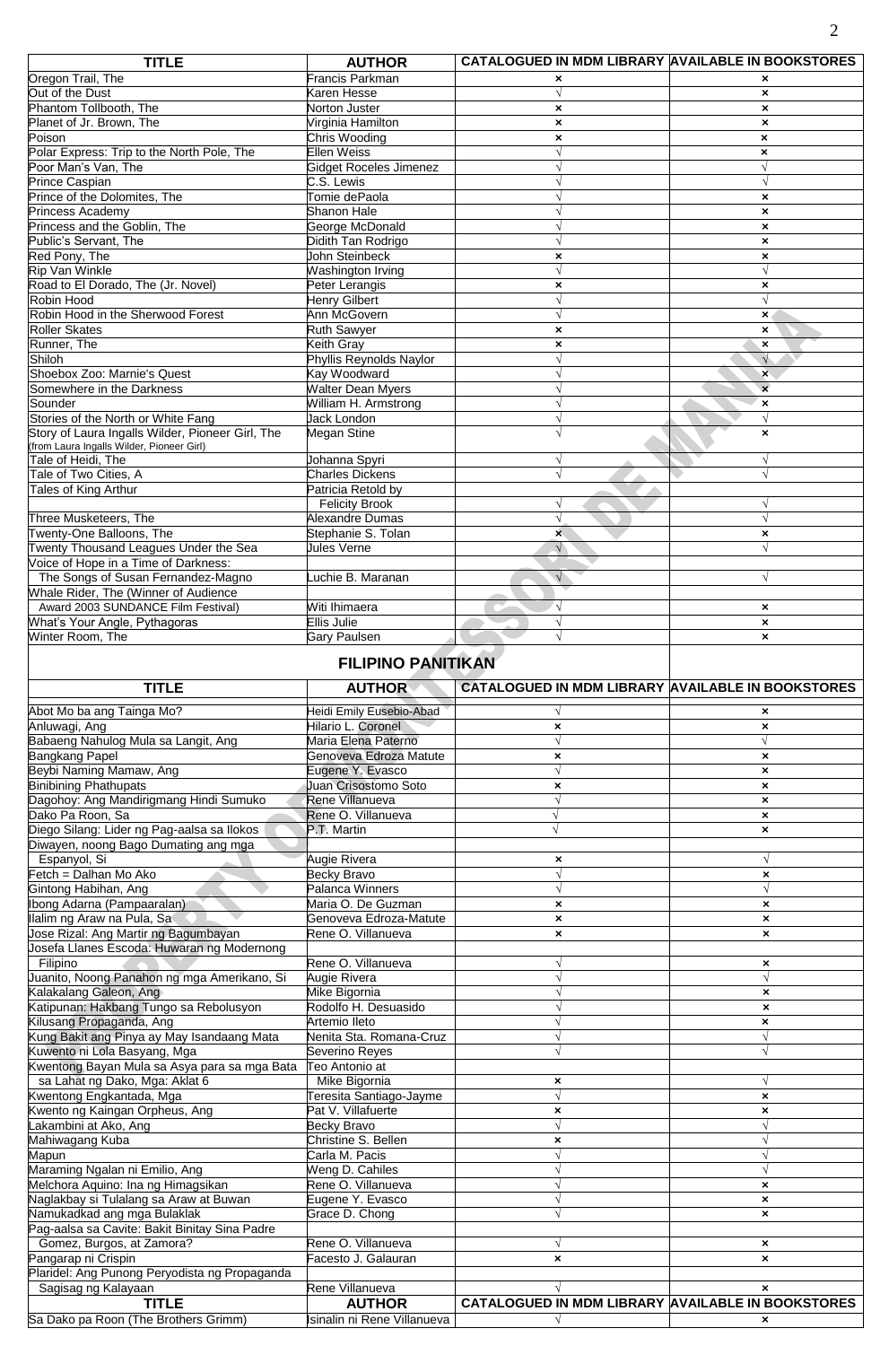| TITLE | AUTHOR | CATALOGUED IN MDM LIBRARY | AVAILABLE IN BOOKSTORES |
|---|---|---|---|
| Oregon Trail, The | Francis Parkman | × | × |
| Out of the Dust | Karen Hesse | √ | × |
| Phantom Tollbooth, The | Norton Juster | × | × |
| Planet of Jr. Brown, The | Virginia Hamilton | × | × |
| Poison | Chris Wooding | × | × |
| Polar Express: Trip to the North Pole, The | Ellen Weiss | √ | × |
| Poor Man's Van, The | Gidget Roceles Jimenez | √ | √ |
| Prince Caspian | C.S. Lewis | √ | √ |
| Prince of the Dolomites, The | Tomie dePaola | √ | × |
| Princess Academy | Shanon Hale | √ | × |
| Princess and the Goblin, The | George McDonald | √ | × |
| Public's Servant, The | Didith Tan Rodrigo | √ | × |
| Red Pony, The | John Steinbeck | × | × |
| Rip Van Winkle | Washington Irving | √ | √ |
| Road to El Dorado, The (Jr. Novel) | Peter Lerangis | × | × |
| Robin Hood | Henry Gilbert | √ | √ |
| Robin Hood in the Sherwood Forest | Ann McGovern | √ | × |
| Roller Skates | Ruth Sawyer | × | × |
| Runner, The | Keith Gray | × | × |
| Shiloh | Phyllis Reynolds Naylor | √ | √ |
| Shoebox Zoo: Marnie's Quest | Kay Woodward | √ | × |
| Somewhere in the Darkness | Walter Dean Myers | √ | × |
| Sounder | William H. Armstrong | √ | × |
| Stories of the North or White Fang | Jack London | √ | √ |
| Story of Laura Ingalls Wilder, Pioneer Girl, The (from Laura Ingalls Wilder, Pioneer Girl) | Megan Stine | √ | × |
| Tale of Heidi, The | Johanna Spyri | √ | √ |
| Tale of Two Cities, A | Charles Dickens | √ | √ |
| Tales of King Arthur | Patricia Retold by Felicity Brook | √ | √ |
| Three Musketeers, The | Alexandre Dumas | √ | √ |
| Twenty-One Balloons, The | Stephanie S. Tolan | × | × |
| Twenty Thousand Leagues Under the Sea | Jules Verne | √ | √ |
| Voice of Hope in a Time of Darkness: The Songs of Susan Fernandez-Magno | Luchie B. Maranan | √ | √ |
| Whale Rider, The (Winner of Audience Award 2003 SUNDANCE Film Festival) | Witi Ihimaera | √ | × |
| What's Your Angle, Pythagoras | Ellis Julie | √ | × |
| Winter Room, The | Gary Paulsen | √ | × |

## FILIPINO PANITIKAN

| TITLE | AUTHOR | CATALOGUED IN MDM LIBRARY | AVAILABLE IN BOOKSTORES |
|---|---|---|---|
| Abot Mo ba ang Tainga Mo? | Heidi Emily Eusebio-Abad | √ | × |
| Anluwagi, Ang | Hilario L. Coronel | × | × |
| Babaeng Nahulog Mula sa Langit, Ang | Maria Elena Paterno | √ | √ |
| Bangkang Papel | Genoveva Edroza Matute | × | × |
| Beybi Naming Mamaw, Ang | Eugene Y. Evasco | √ | × |
| Binibining Phathupats | Juan Crisostomo Soto | × | × |
| Dagohoy: Ang Mandirigmang Hindi Sumuko | Rene Villanueva | √ | × |
| Dako Pa Roon, Sa | Rene O. Villanueva | √ | × |
| Diego Silang: Lider ng Pag-aalsa sa Ilokos | P.T. Martin | √ | × |
| Diwayen, noong Bago Dumating ang mga Espanyol, Si | Augie Rivera | × | √ |
| Fetch = Dalhan Mo Ako | Becky Bravo | √ | × |
| Gintong Habihan, Ang | Palanca Winners | √ | √ |
| Ibong Adarna (Pampaaralan) | Maria O. De Guzman | × | × |
| Ilalim ng Araw na Pula, Sa | Genoveva Edroza-Matute | × | × |
| Jose Rizal: Ang Martir ng Bagumbayan | Rene O. Villanueva | × | × |
| Josefa Llanes Escoda: Huwaran ng Modernong Filipino | Rene O. Villanueva | √ | × |
| Juanito, Noong Panahon ng mga Amerikano, Si | Augie Rivera | √ | √ |
| Kalakalang Galeon, Ang | Mike Bigornia | √ | × |
| Katipunan: Hakbang Tungo sa Rebolusyon | Rodolfo H. Desuasido | √ | × |
| Kilusang Propaganda, Ang | Artemio Ileto | √ | × |
| Kung Bakit ang Pinya ay May Isandaang Mata | Nenita Sta. Romana-Cruz | √ | √ |
| Kuwento ni Lola Basyang, Mga | Severino Reyes | √ | √ |
| Kwentong Bayan Mula sa Asya para sa mga Bata sa Lahat ng Dako, Mga: Aklat 6 | Teo Antonio at Mike Bigornia | × | √ |
| Kwentong Engkantada, Mga | Teresita Santiago-Jayme | √ | × |
| Kwento ng Kaingan Orpheus, Ang | Pat V. Villafuerte | × | × |
| Lakambini at Ako, Ang | Becky Bravo | √ | √ |
| Mahiwagang Kuba | Christine S. Bellen | × | √ |
| Mapun | Carla M. Pacis | √ | √ |
| Maraming Ngalan ni Emilio, Ang | Weng D. Cahiles | √ | √ |
| Melchora Aquino: Ina ng Himagsikan | Rene O. Villanueva | √ | × |
| Naglakbay si Tulalang sa Araw at Buwan | Eugene Y. Evasco | √ | × |
| Namukadkad ang mga Bulaklak | Grace D. Chong | √ | × |
| Pag-aalsa sa Cavite: Bakit Binitay Sina Padre Gomez, Burgos, at Zamora? | Rene O. Villanueva | √ | × |
| Pangarap ni Crispin | Facesto J. Galauran | × | × |
| Plaridel: Ang Punong Peryodista ng Propaganda Sagisag ng Kalayaan | Rene Villanueva | √ | × |
| Sa Dako pa Roon (The Brothers Grimm) | Isinalin ni Rene Villanueva | √ | × |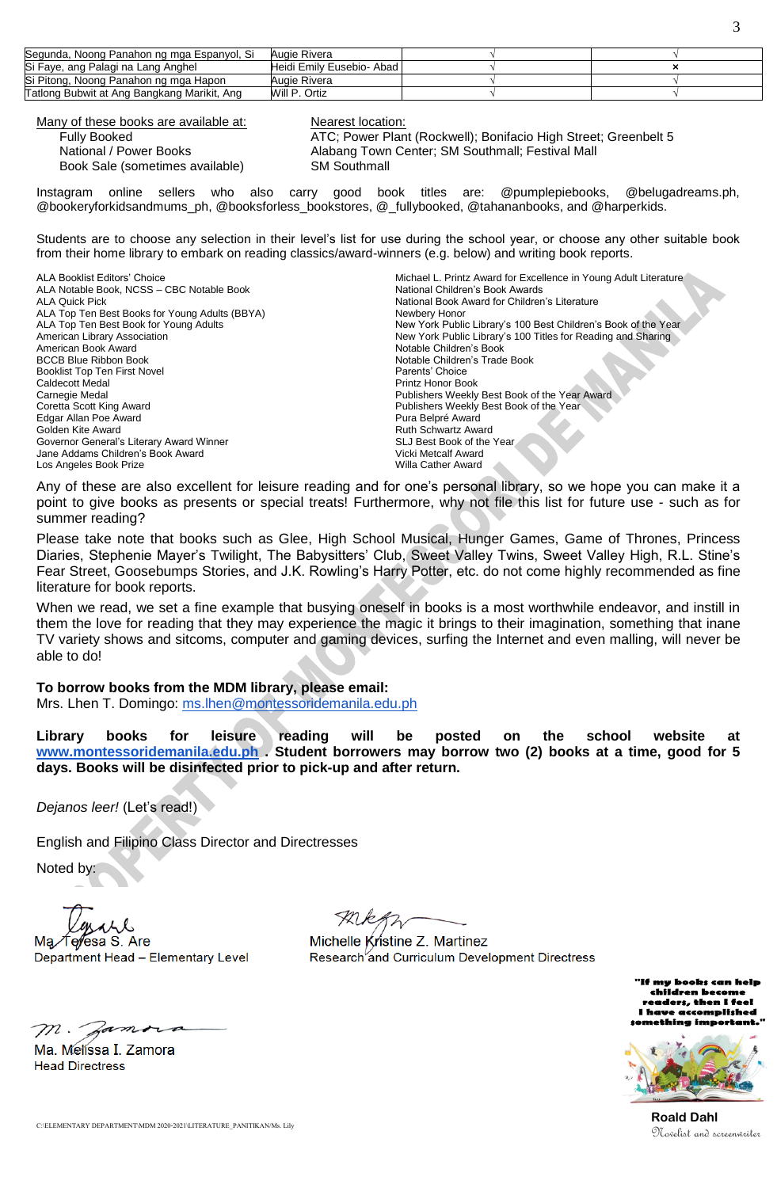| | | | |
|---|---|---|---|
| Segunda, Noong Panahon ng mga Espanyol, Si | Augie Rivera | √ | √ |
| Si Faye, ang Palagi na Lang Anghel | Heidi Emily Eusebio- Abad | √ | × |
| Si Pitong, Noong Panahon ng mga Hapon | Augie Rivera | √ | √ |
| Tatlong Bubwit at Ang Bangkang Marikit, Ang | Will P. Ortiz | √ | √ |

| Many of these books are available at: | Nearest location: |
|---|---|
| Fully Booked | ATC; Power Plant (Rockwell); Bonifacio High Street; Greenbelt 5 |
| National / Power Books | Alabang Town Center; SM Southmall; Festival Mall |
| Book Sale (sometimes available) | SM Southmall |

Instagram online sellers who also carry good book titles are: @pumplepiebooks, @belugadreams.ph, @bookeryforkidsandmums_ph, @booksforless_bookstores, @_fullybooked, @tahananbooks, and @harperkids.

Students are to choose any selection in their level's list for use during the school year, or choose any other suitable book from their home library to embark on reading classics/award-winners (e.g. below) and writing book reports.

- ALA Booklist Editors' Choice
- ALA Notable Book, NCSS – CBC Notable Book
- ALA Quick Pick
- ALA Top Ten Best Books for Young Adults (BBYA)
- ALA Top Ten Best Book for Young Adults
- American Library Association
- American Book Award
- BCCB Blue Ribbon Book
- Booklist Top Ten First Novel
- Caldecott Medal
- Carnegie Medal
- Coretta Scott King Award
- Edgar Allan Poe Award
- Golden Kite Award
- Governor General's Literary Award Winner
- Jane Addams Children's Book Award
- Los Angeles Book Prize
- Michael L. Printz Award for Excellence in Young Adult Literature
- National Children's Book Awards
- National Book Award for Children's Literature
- Newbery Honor
- New York Public Library's 100 Best Children's Book of the Year
- New York Public Library's 100 Titles for Reading and Sharing
- Notable Children's Book
- Notable Children's Trade Book
- Parents' Choice
- Printz Honor Book
- Publishers Weekly Best Book of the Year Award
- Publishers Weekly Best Book of the Year
- Pura Belpré Award
- Ruth Schwartz Award
- SLJ Best Book of the Year
- Vicki Metcalf Award
- Willa Cather Award

Any of these are also excellent for leisure reading and for one's personal library, so we hope you can make it a point to give books as presents or special treats! Furthermore, why not file this list for future use - such as for summer reading?

Please take note that books such as Glee, High School Musical, Hunger Games, Game of Thrones, Princess Diaries, Stephenie Mayer's Twilight, The Babysitters' Club, Sweet Valley Twins, Sweet Valley High, R.L. Stine's Fear Street, Goosebumps Stories, and J.K. Rowling's Harry Potter, etc. do not come highly recommended as fine literature for book reports.

When we read, we set a fine example that busying oneself in books is a most worthwhile endeavor, and instill in them the love for reading that they may experience the magic it brings to their imagination, something that inane TV variety shows and sitcoms, computer and gaming devices, surfing the Internet and even malling, will never be able to do!

**To borrow books from the MDM library, please email:**
Mrs. Lhen T. Domingo: ms.lhen@montessoridemanila.edu.ph

**Library books for leisure reading will be posted on the school website at www.montessoridemanila.edu.ph . Student borrowers may borrow two (2) books at a time, good for 5 days. Books will be disinfected prior to pick-up and after return.**

*Dejanos leer!* (Let's read!)

English and Filipino Class Director and Directresses

Noted by:

Ma. Teresa S. Are
Department Head – Elementary Level

Michelle Kristine Z. Martinez
Research and Curriculum Development Directress

Ma. Melissa I. Zamora
Head Directress

"If my books can help children become readers, then I feel I have accomplished something important."

Roald Dahl
*Novelist and screenwriter*

C:\ELEMENTARY DEPARTMENT\MDM 2020-2021\LITERATURE_PANITIKAN\Ms. Lily